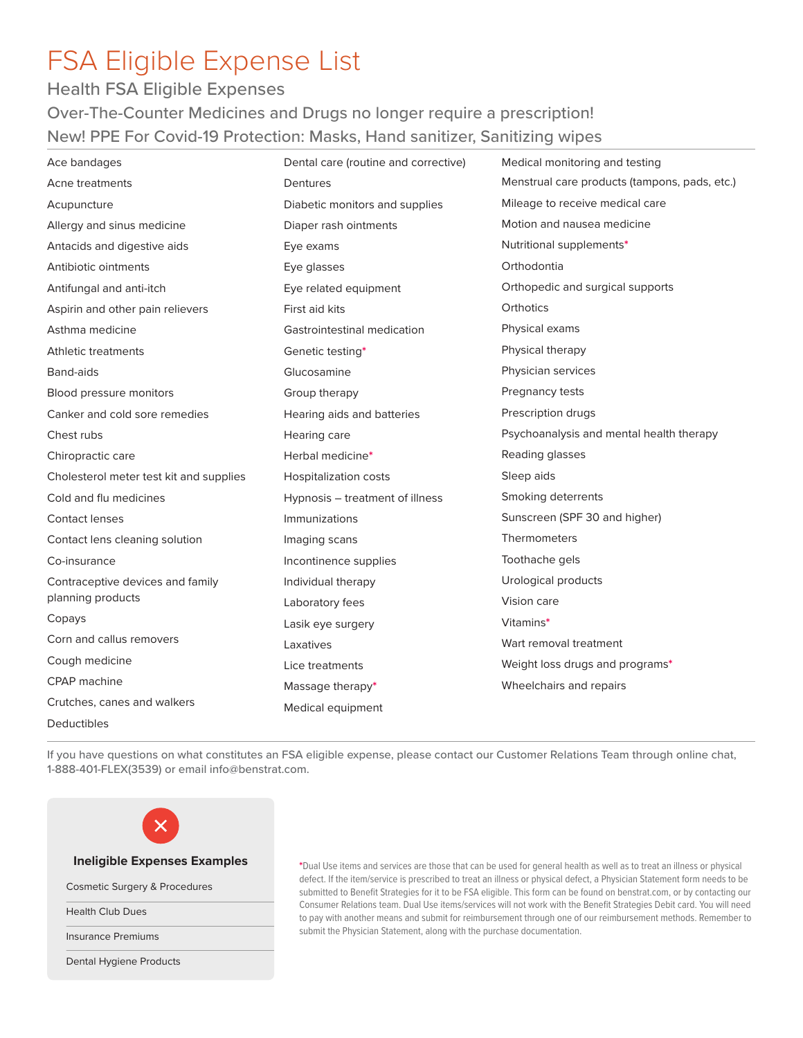# FSA Eligible Expense List

## Health FSA Eligible Expenses

### Over-The-Counter Medicines and Drugs no longer require a prescription!

### New! PPE For Covid-19 Protection: Masks, Hand sanitizer, Sanitizing wipes

- Ace bandages
- Acne treatments
- Acupuncture
- Allergy and sinus medicine
- Antacids and digestive aids
- Antibiotic ointments
- Antifungal and anti-itch
- Aspirin and other pain relievers
- Asthma medicine
- Athletic treatments
- Band-aids
- Blood pressure monitors
- Canker and cold sore remedies
- Chest rubs
- Chiropractic care
- Cholesterol meter test kit and supplies
- Cold and flu medicines
- Contact lenses
- Contact lens cleaning solution
- Co-insurance
- Contraceptive devices and family planning products
- Copays
- Corn and callus removers
- Cough medicine
- CPAP machine
- Crutches, canes and walkers
- Deductibles
- Dental care (routine and corrective)
- Dentures
- Diabetic monitors and supplies
- Diaper rash ointments
- Eye exams
- Eye glasses
- Eye related equipment
- First aid kits
- Gastrointestinal medication
- Genetic testing*
- Glucosamine
- Group therapy
- Hearing aids and batteries
- Hearing care
- Herbal medicine*
- Hospitalization costs
- Hypnosis – treatment of illness
- Immunizations
- Imaging scans
- Incontinence supplies
- Individual therapy
- Laboratory fees
- Lasik eye surgery
- Laxatives
- Lice treatments
- Massage therapy*
- Medical equipment
- Medical monitoring and testing
- Menstrual care products (tampons, pads, etc.)
- Mileage to receive medical care
- Motion and nausea medicine
- Nutritional supplements*
- Orthodontia
- Orthopedic and surgical supports
- Orthotics
- Physical exams
- Physical therapy
- Physician services
- Pregnancy tests
- Prescription drugs
- Psychoanalysis and mental health therapy
- Reading glasses
- Sleep aids
- Smoking deterrents
- Sunscreen (SPF 30 and higher)
- Thermometers
- Toothache gels
- Urological products
- Vision care
- Vitamins*
- Wart removal treatment
- Weight loss drugs and programs*
- Wheelchairs and repairs

If you have questions on what constitutes an FSA eligible expense, please contact our Customer Relations Team through online chat, 1-888-401-FLEX(3539) or email info@benstrat.com.

**Ineligible Expenses Examples**

- Cosmetic Surgery & Procedures
- Health Club Dues
- Insurance Premiums
- Dental Hygiene Products

*Dual Use items and services are those that can be used for general health as well as to treat an illness or physical defect. If the item/service is prescribed to treat an illness or physical defect, a Physician Statement form needs to be submitted to Benefit Strategies for it to be FSA eligible. This form can be found on benstrat.com, or by contacting our Consumer Relations team. Dual Use items/services will not work with the Benefit Strategies Debit card. You will need to pay with another means and submit for reimbursement through one of our reimbursement methods. Remember to submit the Physician Statement, along with the purchase documentation.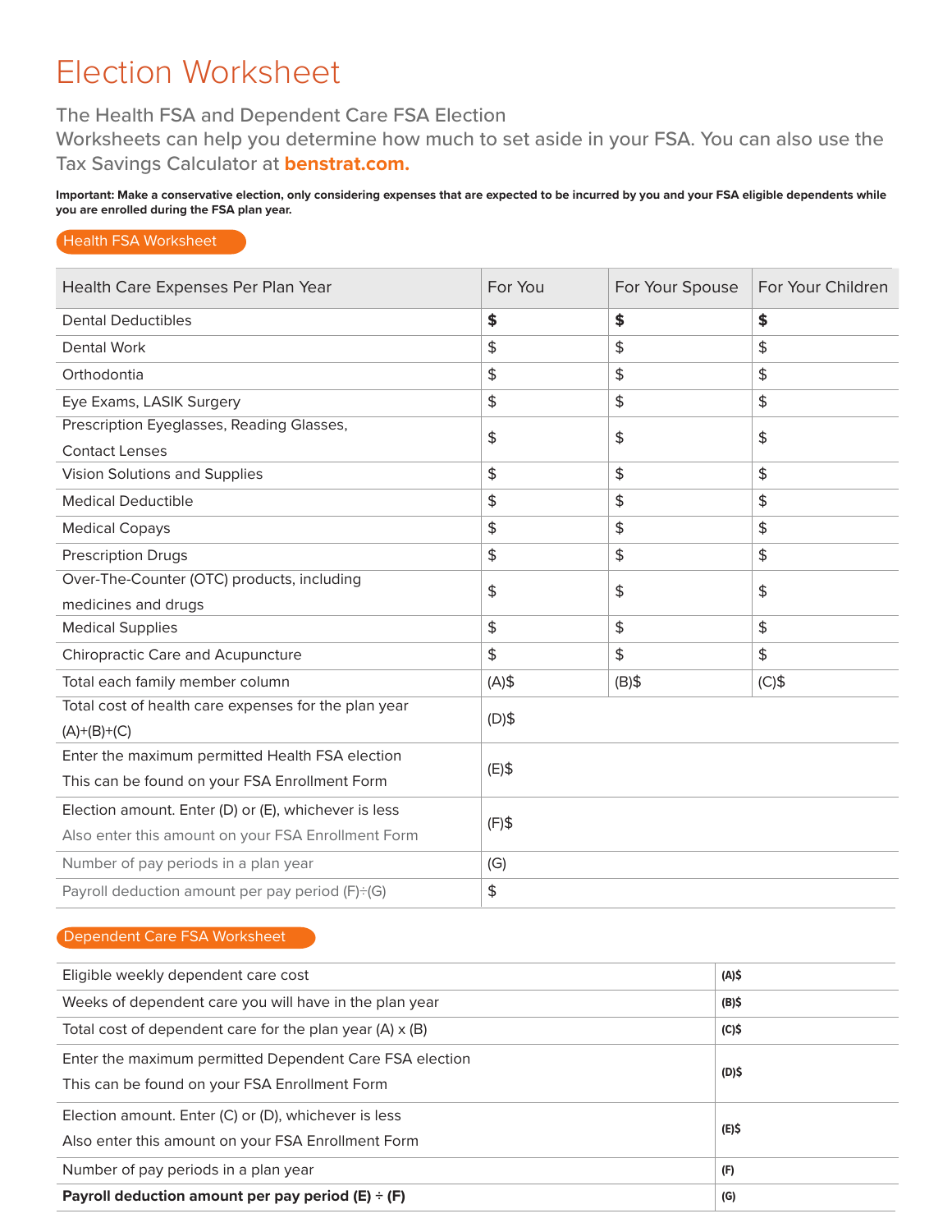# Election Worksheet

The Health FSA and Dependent Care FSA Election
Worksheets can help you determine how much to set aside in your FSA. You can also use the Tax Savings Calculator at **benstrat.com.**

**Important: Make a conservative election, only considering expenses that are expected to be incurred by you and your FSA eligible dependents while you are enrolled during the FSA plan year.**

## Health FSA Worksheet

| Health Care Expenses Per Plan Year | For You | For Your Spouse | For Your Children |
|---|---|---|---|
| Dental Deductibles | **$** | **$** | **$** |
| Dental Work | $ | $ | $ |
| Orthodontia | $ | $ | $ |
| Eye Exams, LASIK Surgery | $ | $ | $ |
| Prescription Eyeglasses, Reading Glasses, Contact Lenses | $ | $ | $ |
| Vision Solutions and Supplies | $ | $ | $ |
| Medical Deductible | $ | $ | $ |
| Medical Copays | $ | $ | $ |
| Prescription Drugs | $ | $ | $ |
| Over-The-Counter (OTC) products, including medicines and drugs | $ | $ | $ |
| Medical Supplies | $ | $ | $ |
| Chiropractic Care and Acupuncture | $ | $ | $ |
| Total each family member column | (A)$ | (B)$ | (C)$ |
| Total cost of health care expenses for the plan year (A)+(B)+(C) | (D)$ | | |
| Enter the maximum permitted Health FSA election This can be found on your FSA Enrollment Form | (E)$ | | |
| Election amount. Enter (D) or (E), whichever is less Also enter this amount on your FSA Enrollment Form | (F)$ | | |
| Number of pay periods in a plan year | (G) | | |
| Payroll deduction amount per pay period (F)÷(G) | $ | | |

## Dependent Care FSA Worksheet

| | |
|---|---|
| Eligible weekly dependent care cost | (A)$ |
| Weeks of dependent care you will have in the plan year | (B)$ |
| Total cost of dependent care for the plan year (A) x (B) | (C)$ |
| Enter the maximum permitted Dependent Care FSA election This can be found on your FSA Enrollment Form | (D)$ |
| Election amount. Enter (C) or (D), whichever is less Also enter this amount on your FSA Enrollment Form | (E)$ |
| Number of pay periods in a plan year | (F) |
| **Payroll deduction amount per pay period (E) ÷ (F)** | (G) |